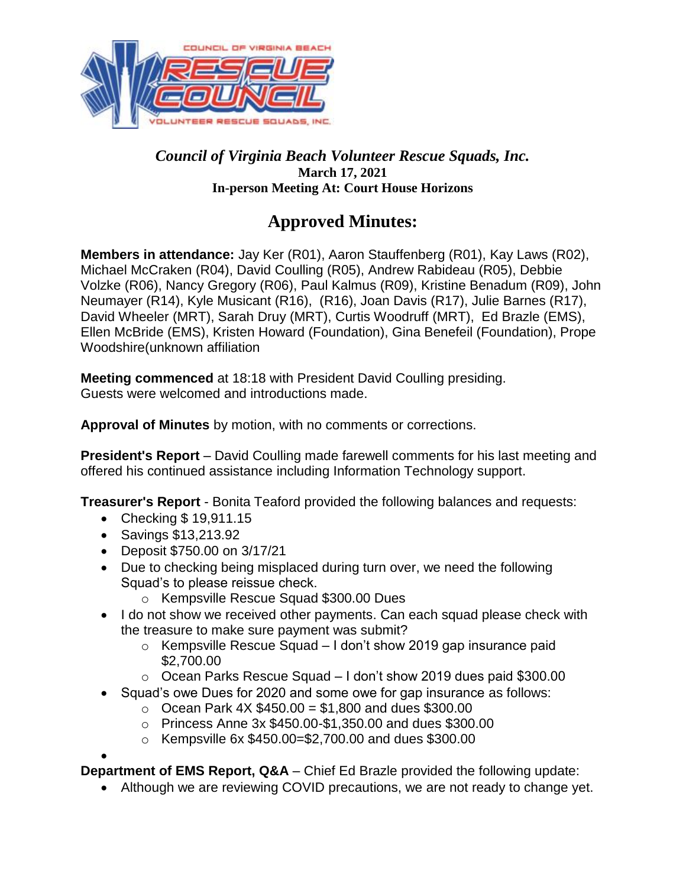*Council of Virginia Beach Volunteer Rescue Squads, Inc.*
**March 17, 2021**
**In-person Meeting At: Court House Horizons**

# Approved Minutes:

**Members in attendance:** Jay Ker (R01), Aaron Stauffenberg (R01), Kay Laws (R02), Michael McCraken (R04), David Coulling (R05), Andrew Rabideau (R05), Debbie Volzke (R06), Nancy Gregory (R06), Paul Kalmus (R09), Kristine Benadum (R09), John Neumayer (R14), Kyle Musicant (R16), (R16), Joan Davis (R17), Julie Barnes (R17), David Wheeler (MRT), Sarah Druy (MRT), Curtis Woodruff (MRT), Ed Brazle (EMS), Ellen McBride (EMS), Kristen Howard (Foundation), Gina Benefeil (Foundation), Prope Woodshire(unknown affiliation

**Meeting commenced** at 18:18 with President David Coulling presiding.
Guests were welcomed and introductions made.

**Approval of Minutes** by motion, with no comments or corrections.

**President's Report** – David Coulling made farewell comments for his last meeting and offered his continued assistance including Information Technology support.

**Treasurer's Report** - Bonita Teaford provided the following balances and requests:

- Checking $ 19,911.15
- Savings $13,213.92
- Deposit $750.00 on 3/17/21
- Due to checking being misplaced during turn over, we need the following Squad's to please reissue check.
  - Kempsville Rescue Squad $300.00 Dues
- I do not show we received other payments. Can each squad please check with the treasure to make sure payment was submit?
  - Kempsville Rescue Squad – I don't show 2019 gap insurance paid $2,700.00
  - Ocean Parks Rescue Squad – I don't show 2019 dues paid $300.00
- Squad's owe Dues for 2020 and some owe for gap insurance as follows:
  - Ocean Park 4X $450.00 = $1,800 and dues $300.00
  - Princess Anne 3x $450.00-$1,350.00 and dues $300.00
  - Kempsville 6x $450.00=$2,700.00 and dues $300.00

**Department of EMS Report, Q&A** – Chief Ed Brazle provided the following update:

- Although we are reviewing COVID precautions, we are not ready to change yet.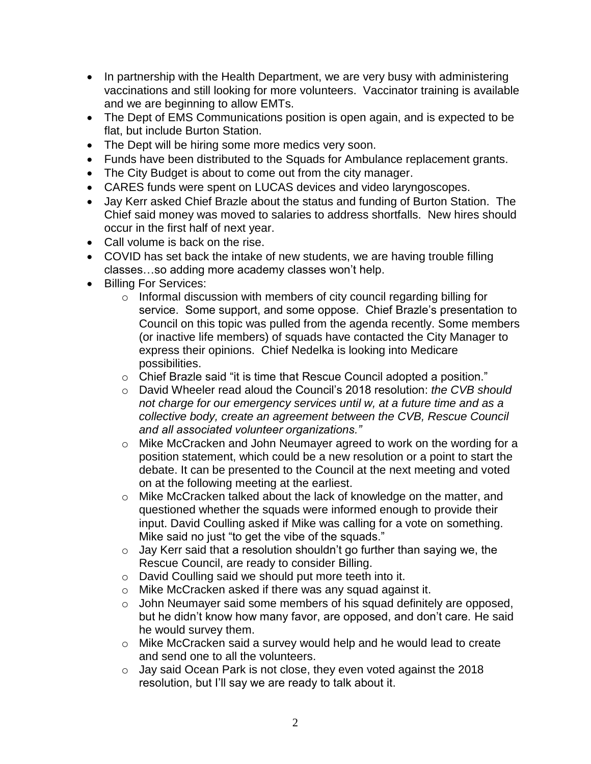- In partnership with the Health Department, we are very busy with administering vaccinations and still looking for more volunteers. Vaccinator training is available and we are beginning to allow EMTs.
- The Dept of EMS Communications position is open again, and is expected to be flat, but include Burton Station.
- The Dept will be hiring some more medics very soon.
- Funds have been distributed to the Squads for Ambulance replacement grants.
- The City Budget is about to come out from the city manager.
- CARES funds were spent on LUCAS devices and video laryngoscopes.
- Jay Kerr asked Chief Brazle about the status and funding of Burton Station. The Chief said money was moved to salaries to address shortfalls. New hires should occur in the first half of next year.
- Call volume is back on the rise.
- COVID has set back the intake of new students, we are having trouble filling classes…so adding more academy classes won't help.
- Billing For Services:
  - Informal discussion with members of city council regarding billing for service. Some support, and some oppose. Chief Brazle's presentation to Council on this topic was pulled from the agenda recently. Some members (or inactive life members) of squads have contacted the City Manager to express their opinions. Chief Nedelka is looking into Medicare possibilities.
  - Chief Brazle said "it is time that Rescue Council adopted a position."
  - David Wheeler read aloud the Council's 2018 resolution: *the CVB should not charge for our emergency services until w, at a future time and as a collective body, create an agreement between the CVB, Rescue Council and all associated volunteer organizations."*
  - Mike McCracken and John Neumayer agreed to work on the wording for a position statement, which could be a new resolution or a point to start the debate. It can be presented to the Council at the next meeting and voted on at the following meeting at the earliest.
  - Mike McCracken talked about the lack of knowledge on the matter, and questioned whether the squads were informed enough to provide their input. David Coulling asked if Mike was calling for a vote on something. Mike said no just "to get the vibe of the squads."
  - Jay Kerr said that a resolution shouldn't go further than saying we, the Rescue Council, are ready to consider Billing.
  - David Coulling said we should put more teeth into it.
  - Mike McCracken asked if there was any squad against it.
  - John Neumayer said some members of his squad definitely are opposed, but he didn't know how many favor, are opposed, and don't care. He said he would survey them.
  - Mike McCracken said a survey would help and he would lead to create and send one to all the volunteers.
  - Jay said Ocean Park is not close, they even voted against the 2018 resolution, but I'll say we are ready to talk about it.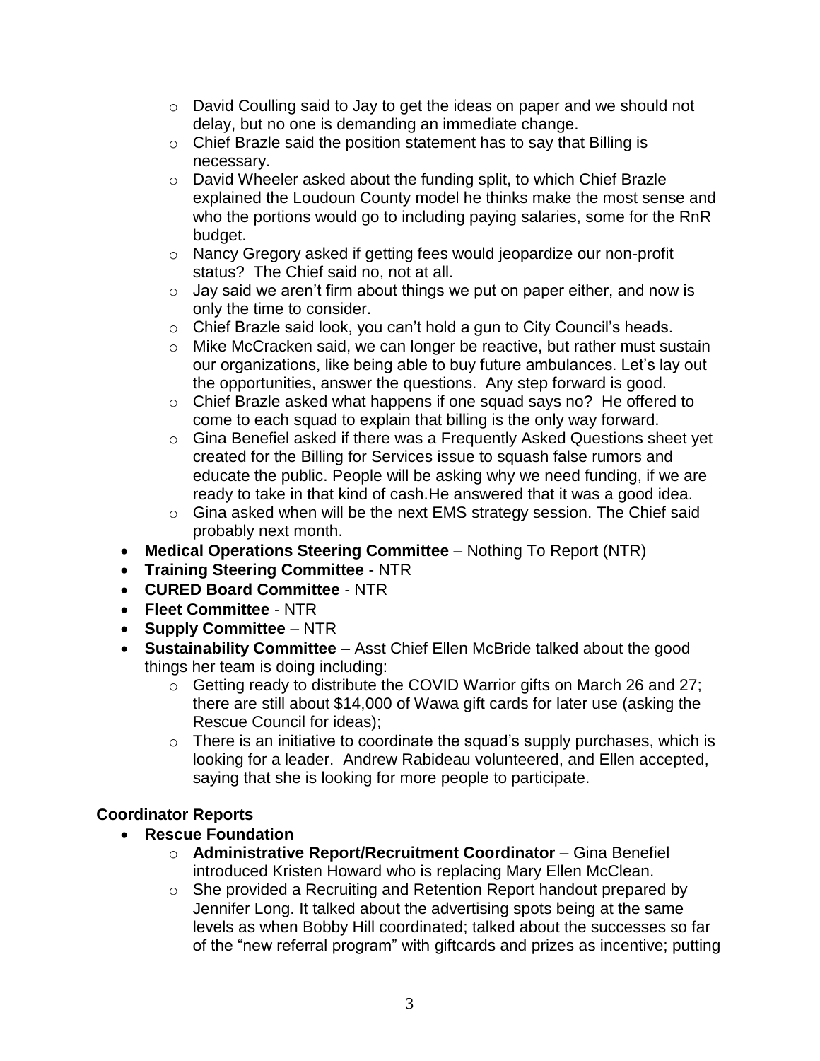- David Coulling said to Jay to get the ideas on paper and we should not delay, but no one is demanding an immediate change.
  - Chief Brazle said the position statement has to say that Billing is necessary.
  - David Wheeler asked about the funding split, to which Chief Brazle explained the Loudoun County model he thinks make the most sense and who the portions would go to including paying salaries, some for the RnR budget.
  - Nancy Gregory asked if getting fees would jeopardize our non-profit status? The Chief said no, not at all.
  - Jay said we aren't firm about things we put on paper either, and now is only the time to consider.
  - Chief Brazle said look, you can't hold a gun to City Council's heads.
  - Mike McCracken said, we can longer be reactive, but rather must sustain our organizations, like being able to buy future ambulances. Let's lay out the opportunities, answer the questions. Any step forward is good.
  - Chief Brazle asked what happens if one squad says no? He offered to come to each squad to explain that billing is the only way forward.
  - Gina Benefiel asked if there was a Frequently Asked Questions sheet yet created for the Billing for Services issue to squash false rumors and educate the public. People will be asking why we need funding, if we are ready to take in that kind of cash.He answered that it was a good idea.
  - Gina asked when will be the next EMS strategy session. The Chief said probably next month.
- **Medical Operations Steering Committee** – Nothing To Report (NTR)
- **Training Steering Committee** - NTR
- **CURED Board Committee** - NTR
- **Fleet Committee** - NTR
- **Supply Committee** – NTR
- **Sustainability Committee** – Asst Chief Ellen McBride talked about the good things her team is doing including:
  - Getting ready to distribute the COVID Warrior gifts on March 26 and 27; there are still about $14,000 of Wawa gift cards for later use (asking the Rescue Council for ideas);
  - There is an initiative to coordinate the squad's supply purchases, which is looking for a leader. Andrew Rabideau volunteered, and Ellen accepted, saying that she is looking for more people to participate.

## Coordinator Reports

- **Rescue Foundation**
  - **Administrative Report/Recruitment Coordinator** – Gina Benefiel introduced Kristen Howard who is replacing Mary Ellen McClean.
  - She provided a Recruiting and Retention Report handout prepared by Jennifer Long. It talked about the advertising spots being at the same levels as when Bobby Hill coordinated; talked about the successes so far of the "new referral program" with giftcards and prizes as incentive; putting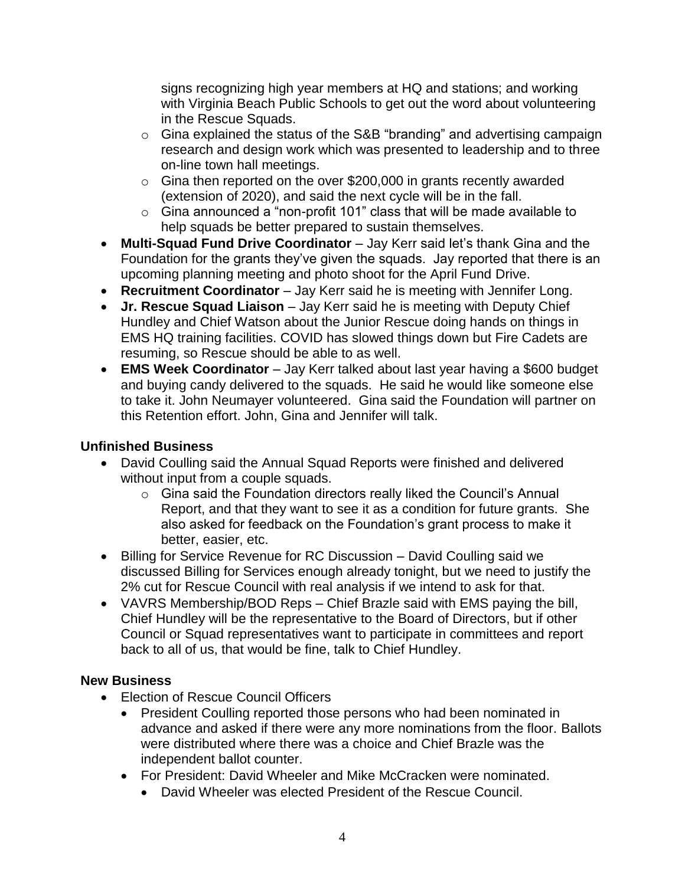signs recognizing high year members at HQ and stations; and working with Virginia Beach Public Schools to get out the word about volunteering in the Rescue Squads.
    - Gina explained the status of the S&B "branding" and advertising campaign research and design work which was presented to leadership and to three on-line town hall meetings.
    - Gina then reported on the over $200,000 in grants recently awarded (extension of 2020), and said the next cycle will be in the fall.
    - Gina announced a "non-profit 101" class that will be made available to help squads be better prepared to sustain themselves.
- **Multi-Squad Fund Drive Coordinator** – Jay Kerr said let's thank Gina and the Foundation for the grants they've given the squads. Jay reported that there is an upcoming planning meeting and photo shoot for the April Fund Drive.
- **Recruitment Coordinator** – Jay Kerr said he is meeting with Jennifer Long.
- **Jr. Rescue Squad Liaison** – Jay Kerr said he is meeting with Deputy Chief Hundley and Chief Watson about the Junior Rescue doing hands on things in EMS HQ training facilities. COVID has slowed things down but Fire Cadets are resuming, so Rescue should be able to as well.
- **EMS Week Coordinator** – Jay Kerr talked about last year having a $600 budget and buying candy delivered to the squads. He said he would like someone else to take it. John Neumayer volunteered. Gina said the Foundation will partner on this Retention effort. John, Gina and Jennifer will talk.

## Unfinished Business

- David Coulling said the Annual Squad Reports were finished and delivered without input from a couple squads.
    - Gina said the Foundation directors really liked the Council's Annual Report, and that they want to see it as a condition for future grants. She also asked for feedback on the Foundation's grant process to make it better, easier, etc.
- Billing for Service Revenue for RC Discussion – David Coulling said we discussed Billing for Services enough already tonight, but we need to justify the 2% cut for Rescue Council with real analysis if we intend to ask for that.
- VAVRS Membership/BOD Reps – Chief Brazle said with EMS paying the bill, Chief Hundley will be the representative to the Board of Directors, but if other Council or Squad representatives want to participate in committees and report back to all of us, that would be fine, talk to Chief Hundley.

## New Business

- Election of Rescue Council Officers
    - President Coulling reported those persons who had been nominated in advance and asked if there were any more nominations from the floor. Ballots were distributed where there was a choice and Chief Brazle was the independent ballot counter.
    - For President: David Wheeler and Mike McCracken were nominated.
        - David Wheeler was elected President of the Rescue Council.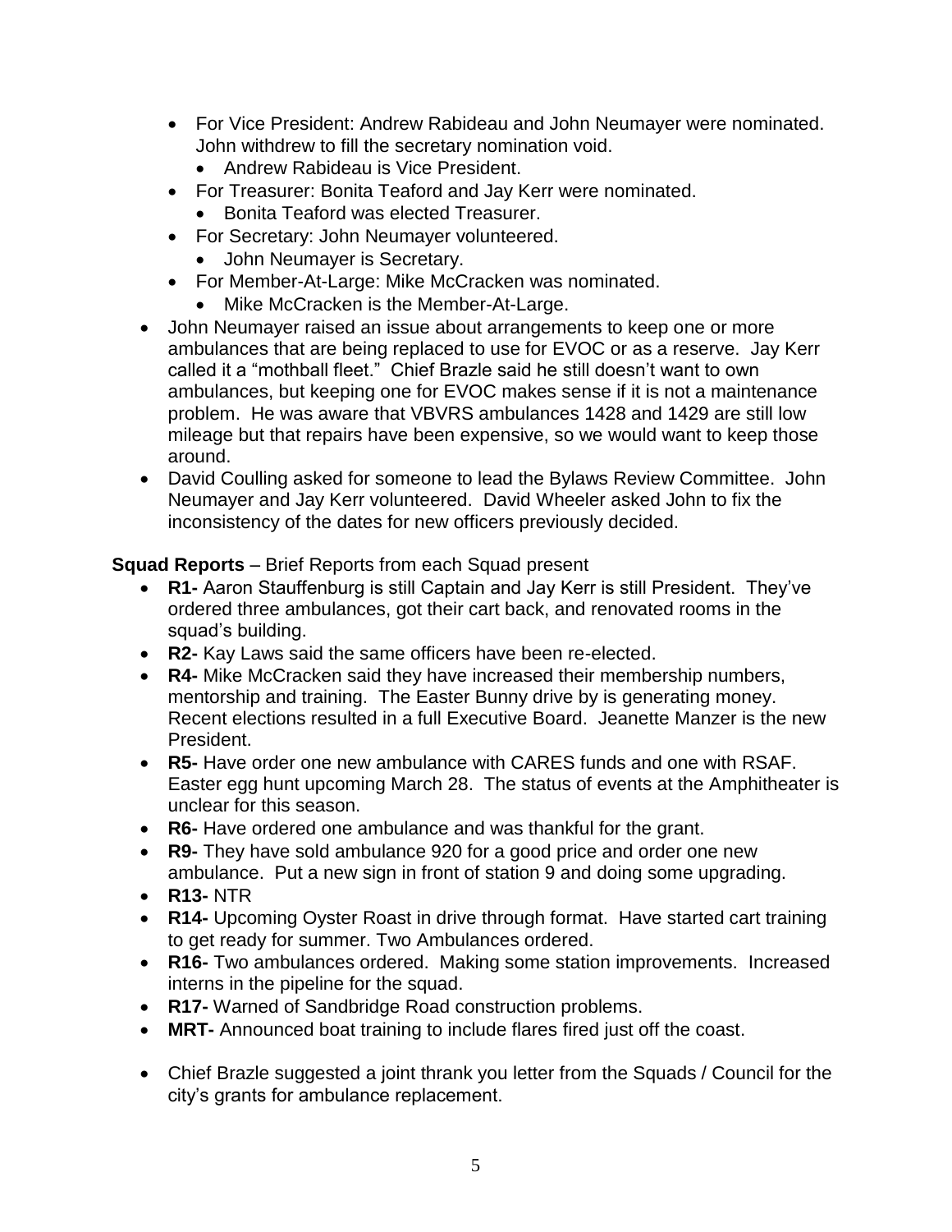- For Vice President: Andrew Rabideau and John Neumayer were nominated. John withdrew to fill the secretary nomination void.
  - Andrew Rabideau is Vice President.
- For Treasurer: Bonita Teaford and Jay Kerr were nominated.
  - Bonita Teaford was elected Treasurer.
- For Secretary: John Neumayer volunteered.
  - John Neumayer is Secretary.
- For Member-At-Large: Mike McCracken was nominated.
  - Mike McCracken is the Member-At-Large.

- John Neumayer raised an issue about arrangements to keep one or more ambulances that are being replaced to use for EVOC or as a reserve. Jay Kerr called it a "mothball fleet." Chief Brazle said he still doesn't want to own ambulances, but keeping one for EVOC makes sense if it is not a maintenance problem. He was aware that VBVRS ambulances 1428 and 1429 are still low mileage but that repairs have been expensive, so we would want to keep those around.
- David Coulling asked for someone to lead the Bylaws Review Committee. John Neumayer and Jay Kerr volunteered. David Wheeler asked John to fix the inconsistency of the dates for new officers previously decided.

**Squad Reports** – Brief Reports from each Squad present

- **R1-** Aaron Stauffenburg is still Captain and Jay Kerr is still President. They've ordered three ambulances, got their cart back, and renovated rooms in the squad's building.
- **R2-** Kay Laws said the same officers have been re-elected.
- **R4-** Mike McCracken said they have increased their membership numbers, mentorship and training. The Easter Bunny drive by is generating money. Recent elections resulted in a full Executive Board. Jeanette Manzer is the new President.
- **R5-** Have order one new ambulance with CARES funds and one with RSAF. Easter egg hunt upcoming March 28. The status of events at the Amphitheater is unclear for this season.
- **R6-** Have ordered one ambulance and was thankful for the grant.
- **R9-** They have sold ambulance 920 for a good price and order one new ambulance. Put a new sign in front of station 9 and doing some upgrading.
- **R13-** NTR
- **R14-** Upcoming Oyster Roast in drive through format. Have started cart training to get ready for summer. Two Ambulances ordered.
- **R16-** Two ambulances ordered. Making some station improvements. Increased interns in the pipeline for the squad.
- **R17-** Warned of Sandbridge Road construction problems.
- **MRT-** Announced boat training to include flares fired just off the coast.

- Chief Brazle suggested a joint thrank you letter from the Squads / Council for the city's grants for ambulance replacement.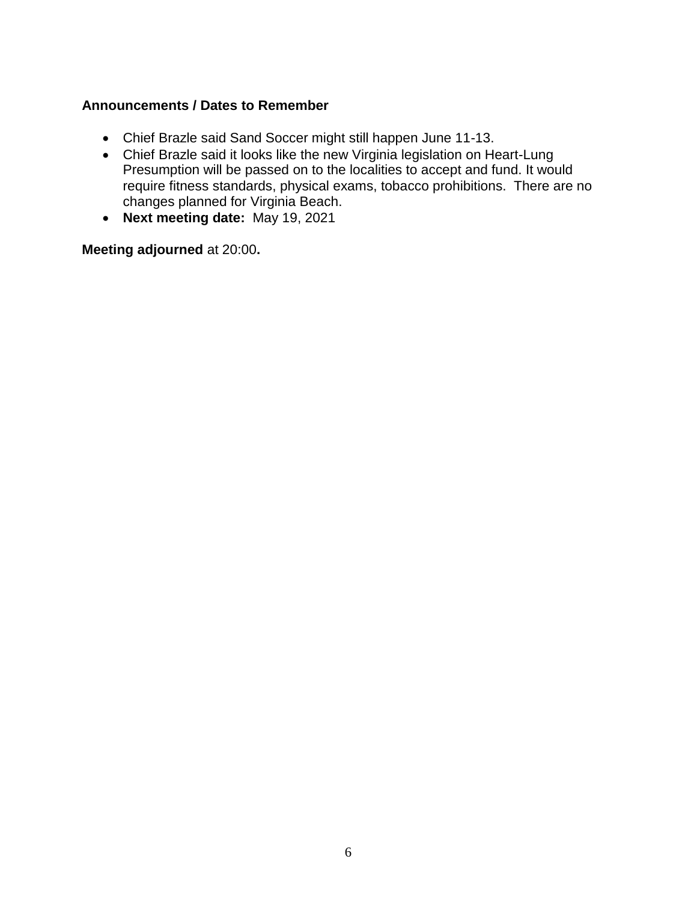**Announcements / Dates to Remember**

- Chief Brazle said Sand Soccer might still happen June 11-13.
- Chief Brazle said it looks like the new Virginia legislation on Heart-Lung Presumption will be passed on to the localities to accept and fund. It would require fitness standards, physical exams, tobacco prohibitions. There are no changes planned for Virginia Beach.
- **Next meeting date:** May 19, 2021

**Meeting adjourned** at 20:00**.**